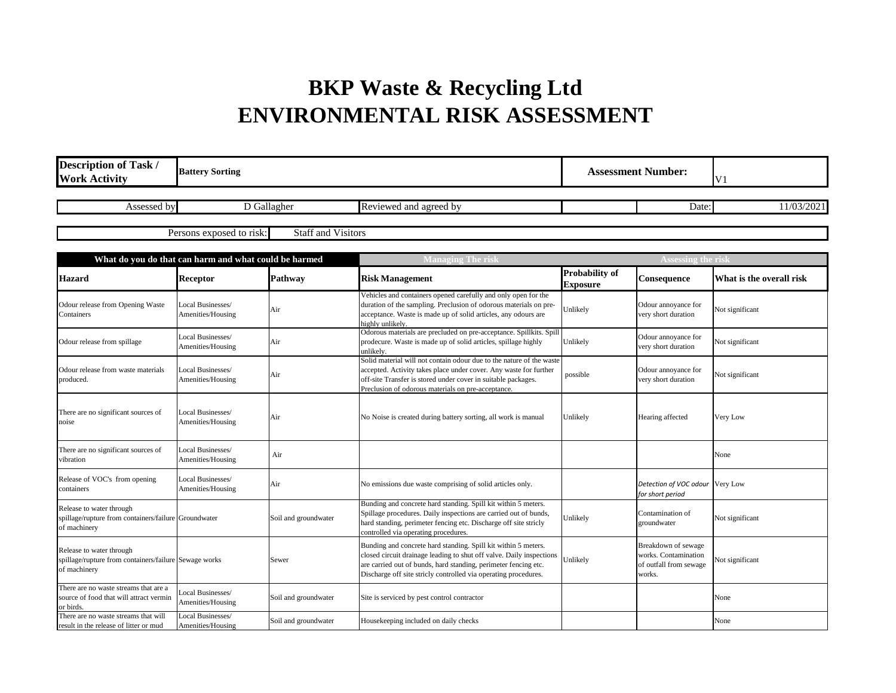# BKP Waste & Recycling Ltd
# ENVIRONMENTAL RISK ASSESSMENT

| **Description of Task / Work Activity** | **Battery Sorting** | **Assessment Number:** | V1 |
|---|---|---|---|

| Assessed by | D Gallagher | Reviewed and agreed by | | Date: | 11/03/2021 |
|---|---|---|---|---|---|

| Persons exposed to risk: | Staff and Visitors |
|---|---|

| What do you do that can harm and what could be harmed | | | Managing The risk | Assessing the risk | | |
|---|---|---|---|---|---|---|
| **Hazard** | **Receptor** | **Pathway** | **Risk Management** | **Probability of Exposure** | **Consequence** | **What is the overall risk** |
| Odour release from Opening Waste Containers | Local Businesses/ Amenities/Housing | Air | Vehicles and containers opened carefully and only open for the duration of the sampling. Preclusion of odorous materials on pre-acceptance. Waste is made up of solid articles, any odours are highly unlikely. | Unlikely | Odour annoyance for very short duration | Not significant |
| Odour release from spillage | Local Businesses/ Amenities/Housing | Air | Odorous materials are precluded on pre-acceptance. Spillkits. Spill prodecure. Waste is made up of solid articles, spillage highly unlikely. | Unlikely | Odour annoyance for very short duration | Not significant |
| Odour release from waste materials produced. | Local Businesses/ Amenities/Housing | Air | Solid material will not contain odour due to the nature of the waste accepted. Activity takes place under cover. Any waste for further off-site Transfer is stored under cover in suitable packages. Preclusion of odorous materials on pre-acceptance. | possible | Odour annoyance for very short duration | Not significant |
| There are no significant sources of noise | Local Businesses/ Amenities/Housing | Air | No Noise is created during battery sorting, all work is manual | Unlikely | Hearing affected | Very Low |
| There are no significant sources of vibration | Local Businesses/ Amenities/Housing | Air | | | | None |
| Release of VOC's from opening containers | Local Businesses/ Amenities/Housing | Air | No emissions due waste comprising of solid articles only. | | *Detection of VOC odour for short period* | Very Low |
| Release to water through spillage/rupture from containers/failure of machinery | Groundwater | Soil and groundwater | Bunding and concrete hard standing. Spill kit within 5 meters. Spillage procedures. Daily inspections are carried out of bunds, hard standing, perimeter fencing etc. Discharge off site stricly controlled via operating procedures. | Unlikely | Contamination of groundwater | Not significant |
| Release to water through spillage/rupture from containers/failure of machinery | Sewage works | Sewer | Bunding and concrete hard standing. Spill kit within 5 meters. closed circuit drainage leading to shut off valve. Daily inspections are carried out of bunds, hard standing, perimeter fencing etc. Discharge off site stricly controlled via operating procedures. | Unlikely | Breakdown of sewage works. Contamination of outfall from sewage works. | Not significant |
| There are no waste streams that are a source of food that will attract vermin or birds. | Local Businesses/ Amenities/Housing | Soil and groundwater | Site is serviced by pest control contractor | | | None |
| There are no waste streams that will result in the release of litter or mud | Local Businesses/ Amenities/Housing | Soil and groundwater | Housekeeping included on daily checks | | | None |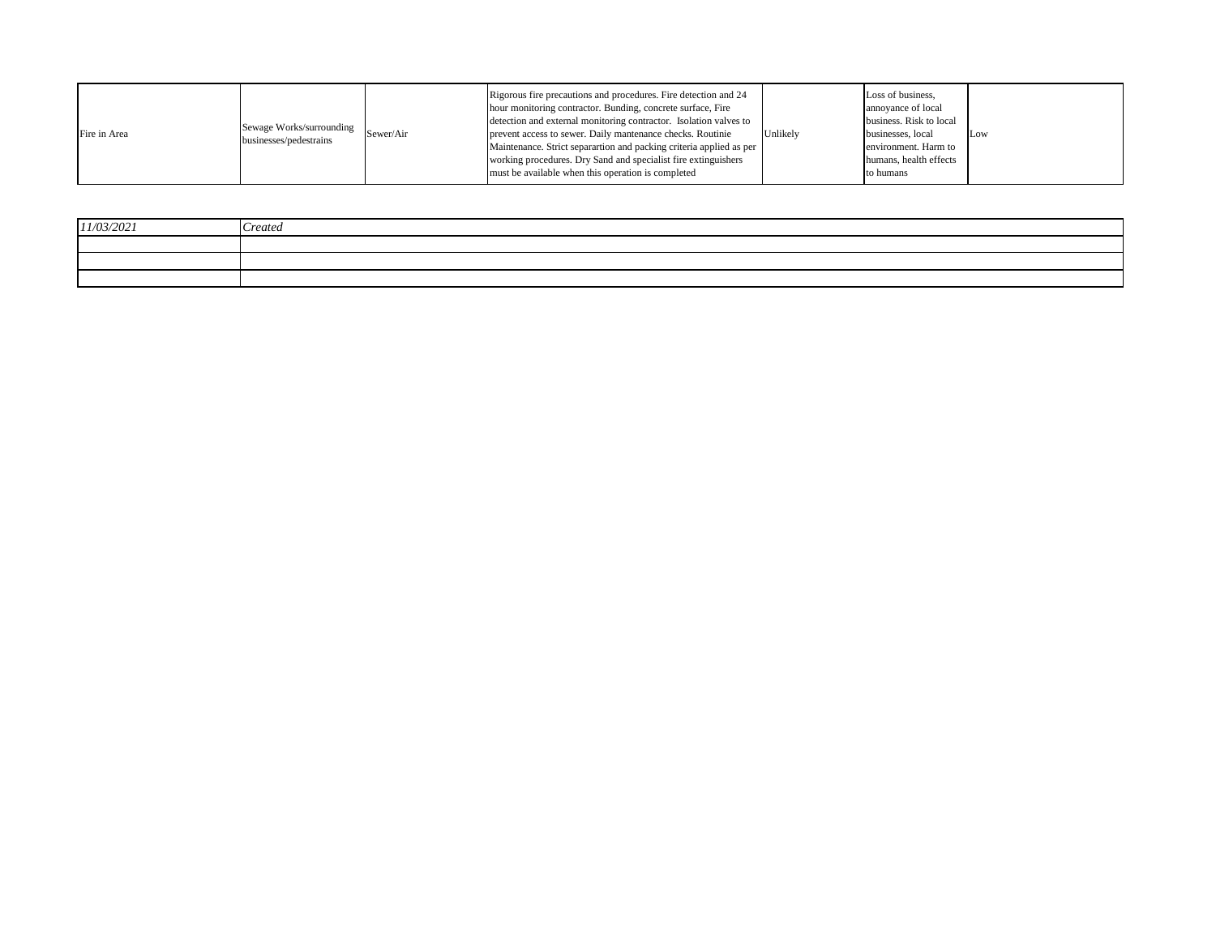| | | | | | | |
|---|---|---|---|---|---|---|
| Fire in Area | Sewage Works/surrounding businesses/pedestrains | Sewer/Air | Rigorous fire precautions and procedures. Fire detection and 24 hour monitoring contractor. Bunding, concrete surface, Fire detection and external monitoring contractor. Isolation valves to prevent access to sewer. Daily mantenance checks. Routinie Maintenance. Strict separartion and packing criteria applied as per working procedures. Dry Sand and specialist fire extinguishers must be available when this operation is completed | Unlikely | Loss of business, annoyance of local business. Risk to local businesses, local environment. Harm to humans, health effects to humans | Low |

| | |
|---|---|
| *11/03/2021* | *Created* |
| | |
| | |
| | |